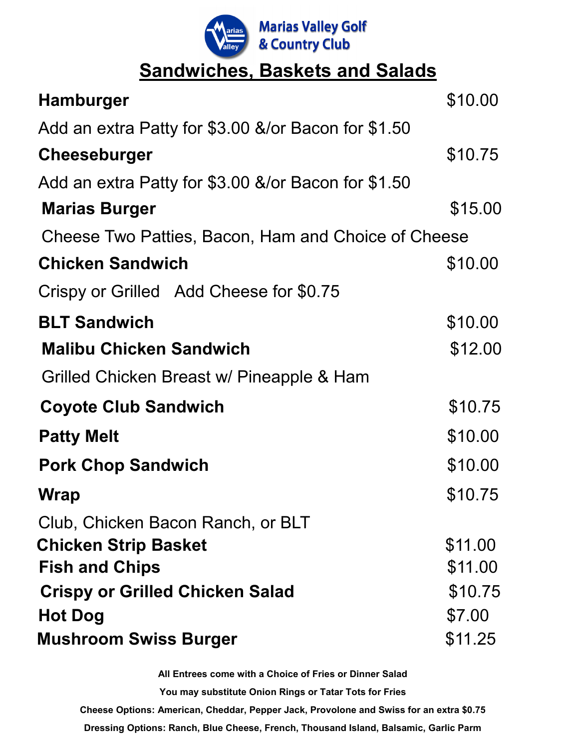**Marias Valley Golf & Country Club**

# Sandwiches, Baskets and Salads

**Hamburger** $10.00

Add an extra Patty for $3.00 &/or Bacon for $1.50

**Cheeseburger** $10.75

Add an extra Patty for $3.00 &/or Bacon for $1.50

**Marias Burger** $15.00

Cheese Two Patties, Bacon, Ham and Choice of Cheese

**Chicken Sandwich** $10.00

Crispy or Grilled   Add Cheese for $0.75

**BLT Sandwich** $10.00

**Malibu Chicken Sandwich** $12.00

Grilled Chicken Breast w/ Pineapple & Ham

**Coyote Club Sandwich** $10.75

**Patty Melt** $10.00

**Pork Chop Sandwich** $10.00

**Wrap** $10.75

Club, Chicken Bacon Ranch, or BLT

**Chicken Strip Basket** $11.00

**Fish and Chips** $11.00

**Crispy or Grilled Chicken Salad** $10.75

**Hot Dog** $7.00

**Mushroom Swiss Burger** $11.25

**All Entrees come with a Choice of Fries or Dinner Salad**

**You may substitute Onion Rings or Tatar Tots for Fries**

**Cheese Options: American, Cheddar, Pepper Jack, Provolone and Swiss for an extra $0.75**

**Dressing Options: Ranch, Blue Cheese, French, Thousand Island, Balsamic, Garlic Parm**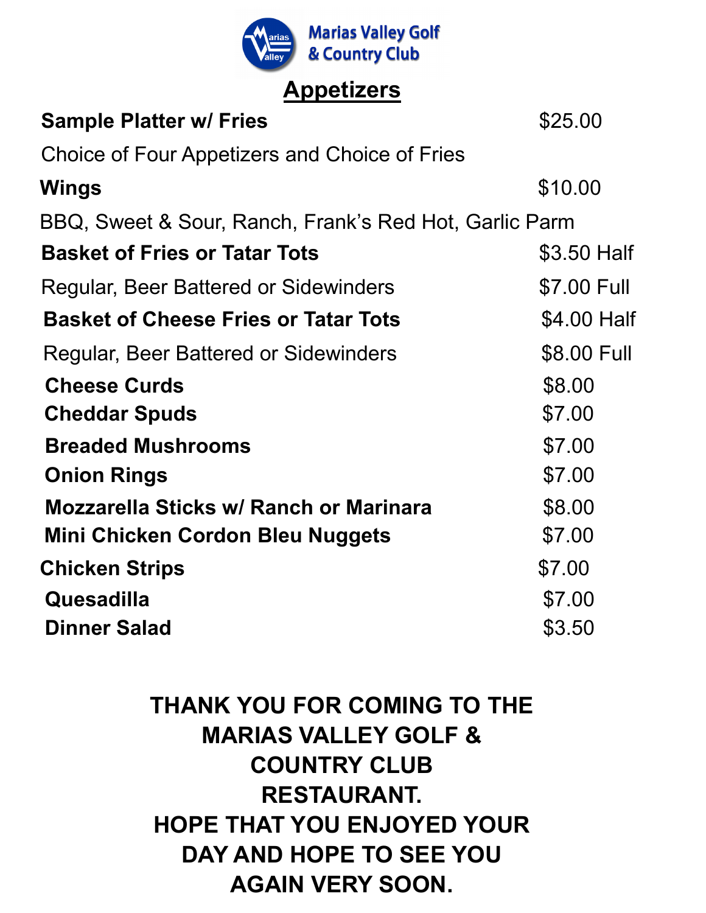Marias Valley Golf & Country Club

## Appetizers

| | |
|---|---|
| **Sample Platter w/ Fries** | $25.00 |
| Choice of Four Appetizers and Choice of Fries | |
| **Wings** | $10.00 |
| BBQ, Sweet & Sour, Ranch, Frank's Red Hot, Garlic Parm | |
| **Basket of Fries or Tatar Tots** | $3.50 Half |
| Regular, Beer Battered or Sidewinders | $7.00 Full |
| **Basket of Cheese Fries or Tatar Tots** | $4.00 Half |
| Regular, Beer Battered or Sidewinders | $8.00 Full |
| **Cheese Curds** | $8.00 |
| **Cheddar Spuds** | $7.00 |
| **Breaded Mushrooms** | $7.00 |
| **Onion Rings** | $7.00 |
| **Mozzarella Sticks w/ Ranch or Marinara** | $8.00 |
| **Mini Chicken Cordon Bleu Nuggets** | $7.00 |
| **Chicken Strips** | $7.00 |
| **Quesadilla** | $7.00 |
| **Dinner Salad** | $3.50 |

**THANK YOU FOR COMING TO THE MARIAS VALLEY GOLF & COUNTRY CLUB RESTAURANT.**
**HOPE THAT YOU ENJOYED YOUR DAY AND HOPE TO SEE YOU AGAIN VERY SOON.**